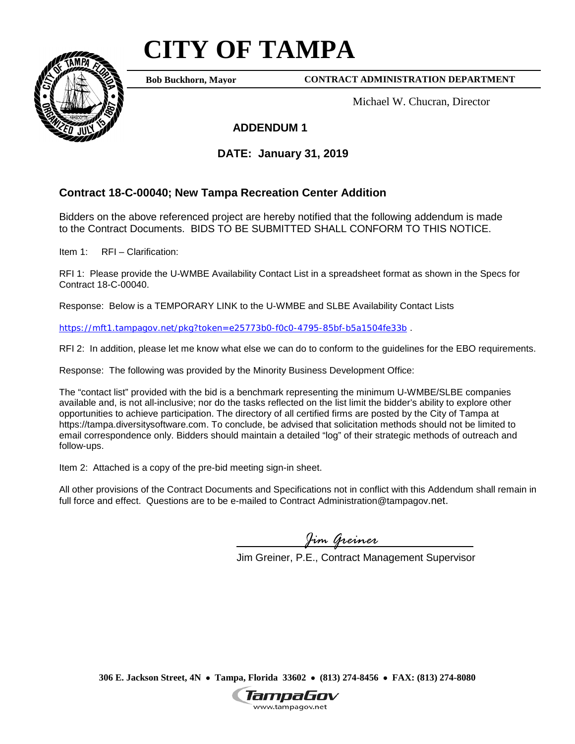# CITY OF TAMPA

**Bob Buckhorn, Mayor** **CONTRACT ADMINISTRATION DEPARTMENT**

Michael W. Chucran, Director

## ADDENDUM 1

## DATE: January 31, 2019

### Contract 18-C-00040; New Tampa Recreation Center Addition

Bidders on the above referenced project are hereby notified that the following addendum is made to the Contract Documents. BIDS TO BE SUBMITTED SHALL CONFORM TO THIS NOTICE.

Item 1: RFI – Clarification:

RFI 1: Please provide the U-WMBE Availability Contact List in a spreadsheet format as shown in the Specs for Contract 18-C-00040.

Response: Below is a TEMPORARY LINK to the U-WMBE and SLBE Availability Contact Lists

https://mft1.tampagov.net/pkg?token=e25773b0-f0c0-4795-85bf-b5a1504fe33b .

RFI 2: In addition, please let me know what else we can do to conform to the guidelines for the EBO requirements.

Response: The following was provided by the Minority Business Development Office:

The "contact list" provided with the bid is a benchmark representing the minimum U-WMBE/SLBE companies available and, is not all-inclusive; nor do the tasks reflected on the list limit the bidder's ability to explore other opportunities to achieve participation. The directory of all certified firms are posted by the City of Tampa at https://tampa.diversitysoftware.com. To conclude, be advised that solicitation methods should not be limited to email correspondence only. Bidders should maintain a detailed "log" of their strategic methods of outreach and follow-ups.

Item 2: Attached is a copy of the pre-bid meeting sign-in sheet.

All other provisions of the Contract Documents and Specifications not in conflict with this Addendum shall remain in full force and effect. Questions are to be e-mailed to Contract Administration@tampagov.net.

*Jim Greiner*

Jim Greiner, P.E., Contract Management Supervisor

**306 E. Jackson Street, 4N • Tampa, Florida 33602 • (813) 274-8456 • FAX: (813) 274-8080**

TampaGov
www.tampagov.net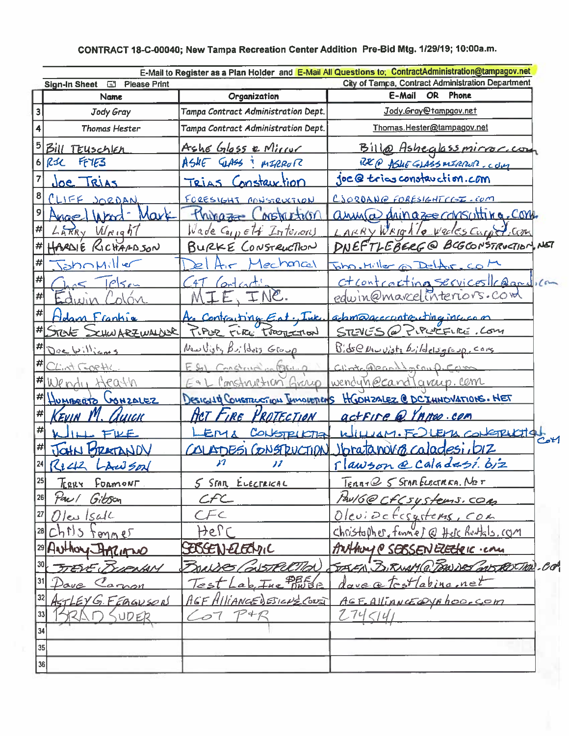**CONTRACT 18-C-00040; New Tampa Recreation Center Addition Pre-Bid Mtg. 1/29/19; 10:00a.m.**

E-Mail to Register as a Plan Holder and E-Mail All Questions to; ContractAdministration@tampagov.net

Sign-In Sheet ☐ Please Print — City of Tampa, Contract Administration Department

| # | Name | Organization | E-Mail OR Phone |
|---|---|---|---|
| 3 | Jody Gray | Tampa Contract Administration Dept. | Jody.Gray@tampgov.net |
| 4 | Thomas Hester | Tampa Contract Administration Dept. | Thomas.Hester@tampagov.net |
| 5 | Bill Teuschler | Ashe Glass & Mirror | Bill@Asheglassmirror.com |
| 6 | Ric Feyes | Ashe Glass & Mirror | RC@ AsheGlassMirror.com |
| 7 | Joe Trias | Trias Construction | joe@triasconstruction.com |
| 8 | Cliff Jordan | Foresight Construction | CJordan@ForesightCGI.com |
| 9 | Angel Ward-Mark | Phinazee Construction | aum@phinazeeconsulting.com |
| # | Larry Wright | Wade Carpets Interiors | LarryWright@wadescarpet.com |
| # | Hardie Richardson | Burke Construction | DNEFTLEBERG@BCGCONSTRUCTION.NET |
| # | John Miller | Del Air Mechanical | John.Miller@DelAir.com |
| # | Chris Telsen | C4T Contracting | ctcontractingservicesllc@gmail.com |
| # | Edwin Colón | MIE, INC. | edwin@marcelinteriors.com |
| # | Adam Frankie | Acc Contracting Ent., Inc. | adam@acccontractinginc.com |
| # | Steve Schwarzwalder | Piper Fire Protection | STEVES@PIPERFIRE.com |
| # | Dee Williams | New Vista Builders Group | Bids@newvistabuildersgroup.com |
| # | Clint Goettle | E&L Construction Group | Clint@eandlgroup.com |
| # | Wendy Heath | E&L Construction Group | wendyh@eandlgroup.com |
| # | Humberto Gonzalez | Design Construction Innovations | HGONZALEZ@DCINNOVATIONS.NET |
| # | Kevin M. Quick | Act Fire Protection | actfire@yahoo.com |
| # | Will Fike | LEMA Construction | WILLIAM.F@LEMACONSTRUCTION.COM |
| # | John Bratanov | Caladesi Construction | Jbratanov@caladesi.biz |
| 24 | Rick Lawson | " " | rlawson@caladesi.biz |
| 25 | Terry Formont | 5 Star Electrical | Terry@5StarElectric.NET |
| 26 | Paul Gibson | CFC | PaulG@CFCsystems.com |
| 27 | Oleu Isalc | CFC | Oleu@cfcsystems.com |
| 28 | Chris Femmel | HERC | Christopher.Femmel@HercRentals.com |
| 29 | Anthony Amariano | Sessen Electric | Anthony@SESSENELECTRIC.com |
| 30 | Steve Burnam | Bandes Construction | STEVEN.BURNAM@BANDESCONSTRUCTION.COM |
| 31 | Dave Cannon | Test Lab, Inc. SBE/DBE | dave@testlabinc.net |
| 32 | Astley G. Ferguson | AGF Alliance Design & Const | AGF.Alliance@yahoo.com |
| 33 | Brad Suder | COT P+R | 274-5141 |
| 34 | | | |
| 35 | | | |
| 36 | | | |